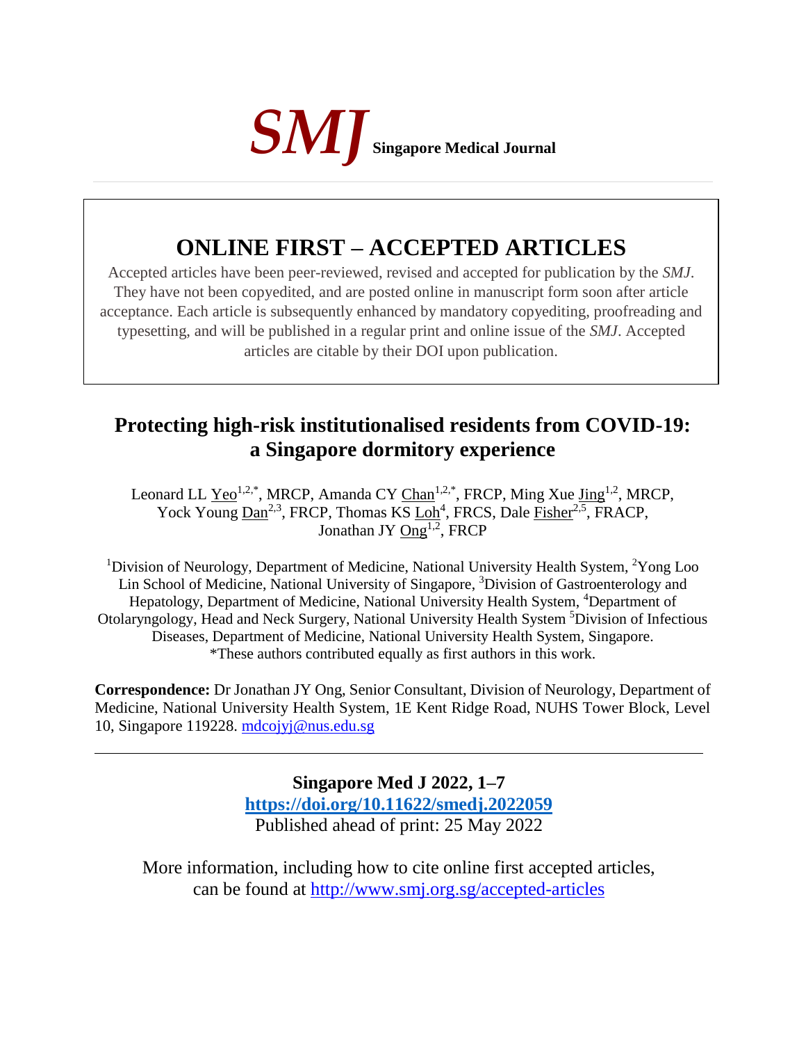***SMJ*** **Singapore Medical Journal**

# ONLINE FIRST – ACCEPTED ARTICLES

Accepted articles have been peer-reviewed, revised and accepted for publication by the *SMJ*. They have not been copyedited, and are posted online in manuscript form soon after article acceptance. Each article is subsequently enhanced by mandatory copyediting, proofreading and typesetting, and will be published in a regular print and online issue of the *SMJ*. Accepted articles are citable by their DOI upon publication.

# Protecting high-risk institutionalised residents from COVID-19: a Singapore dormitory experience

Leonard LL Yeo[1,2,*], MRCP, Amanda CY Chan[1,2,*], FRCP, Ming Xue Jing[1,2], MRCP, Yock Young Dan[2,3], FRCP, Thomas KS Loh[4], FRCS, Dale Fisher[2,5], FRACP, Jonathan JY Ong[1,2], FRCP

[1]Division of Neurology, Department of Medicine, National University Health System, [2]Yong Loo Lin School of Medicine, National University of Singapore, [3]Division of Gastroenterology and Hepatology, Department of Medicine, National University Health System, [4]Department of Otolaryngology, Head and Neck Surgery, National University Health System [5]Division of Infectious Diseases, Department of Medicine, National University Health System, Singapore.
*These authors contributed equally as first authors in this work.

**Correspondence:** Dr Jonathan JY Ong, Senior Consultant, Division of Neurology, Department of Medicine, National University Health System, 1E Kent Ridge Road, NUHS Tower Block, Level 10, Singapore 119228. mdcojyj@nus.edu.sg

---

**Singapore Med J 2022, 1–7**
**https://doi.org/10.11622/smedj.2022059**
Published ahead of print: 25 May 2022

More information, including how to cite online first accepted articles, can be found at http://www.smj.org.sg/accepted-articles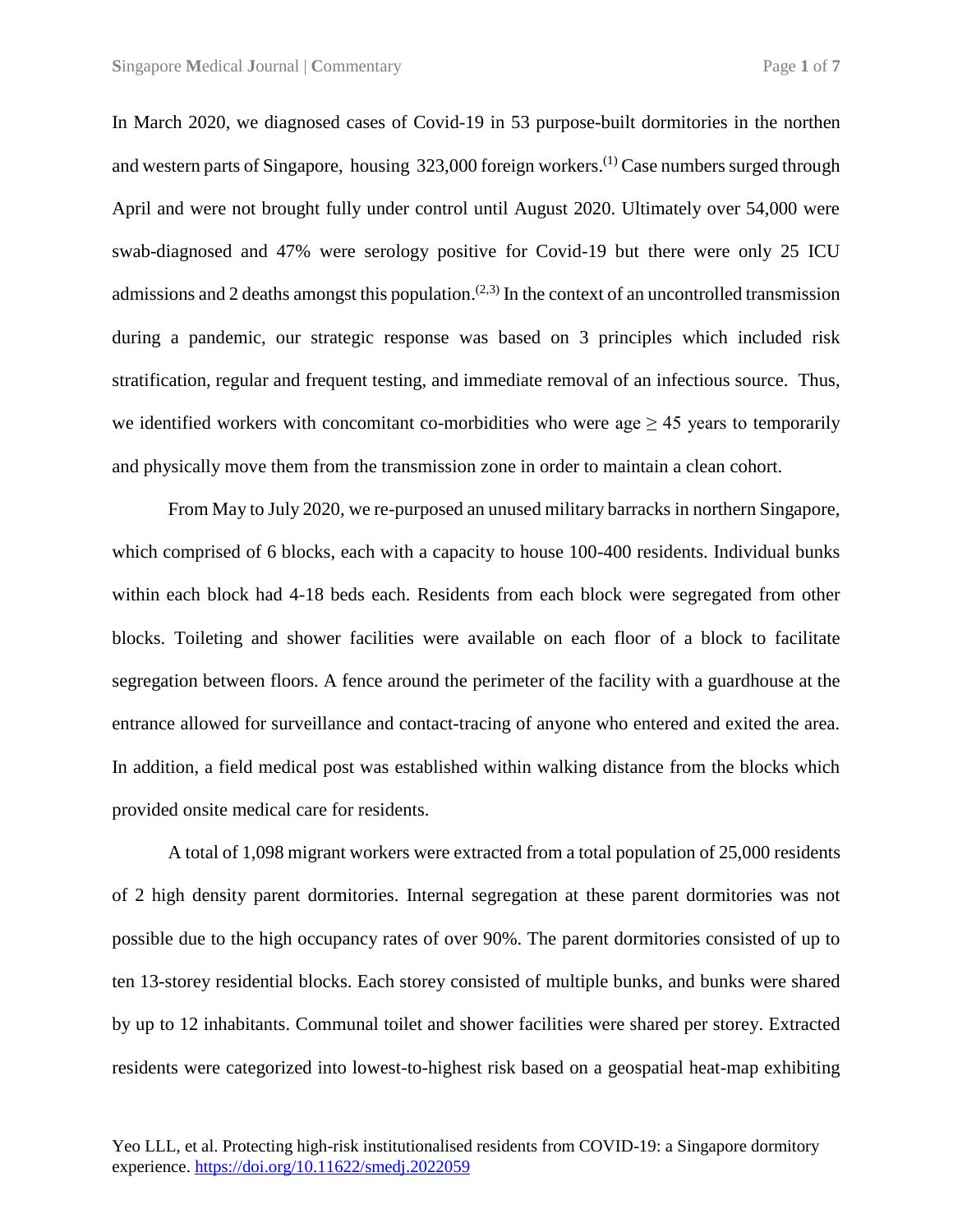In March 2020, we diagnosed cases of Covid-19 in 53 purpose-built dormitories in the northen and western parts of Singapore, housing 323,000 foreign workers.[1] Case numbers surged through April and were not brought fully under control until August 2020. Ultimately over 54,000 were swab-diagnosed and 47% were serology positive for Covid-19 but there were only 25 ICU admissions and 2 deaths amongst this population.[2,3] In the context of an uncontrolled transmission during a pandemic, our strategic response was based on 3 principles which included risk stratification, regular and frequent testing, and immediate removal of an infectious source. Thus, we identified workers with concomitant co-morbidities who were age $\geq$ 45 years to temporarily and physically move them from the transmission zone in order to maintain a clean cohort.

From May to July 2020, we re-purposed an unused military barracks in northern Singapore, which comprised of 6 blocks, each with a capacity to house 100-400 residents. Individual bunks within each block had 4-18 beds each. Residents from each block were segregated from other blocks. Toileting and shower facilities were available on each floor of a block to facilitate segregation between floors. A fence around the perimeter of the facility with a guardhouse at the entrance allowed for surveillance and contact-tracing of anyone who entered and exited the area. In addition, a field medical post was established within walking distance from the blocks which provided onsite medical care for residents.

A total of 1,098 migrant workers were extracted from a total population of 25,000 residents of 2 high density parent dormitories. Internal segregation at these parent dormitories was not possible due to the high occupancy rates of over 90%. The parent dormitories consisted of up to ten 13-storey residential blocks. Each storey consisted of multiple bunks, and bunks were shared by up to 12 inhabitants. Communal toilet and shower facilities were shared per storey. Extracted residents were categorized into lowest-to-highest risk based on a geospatial heat-map exhibiting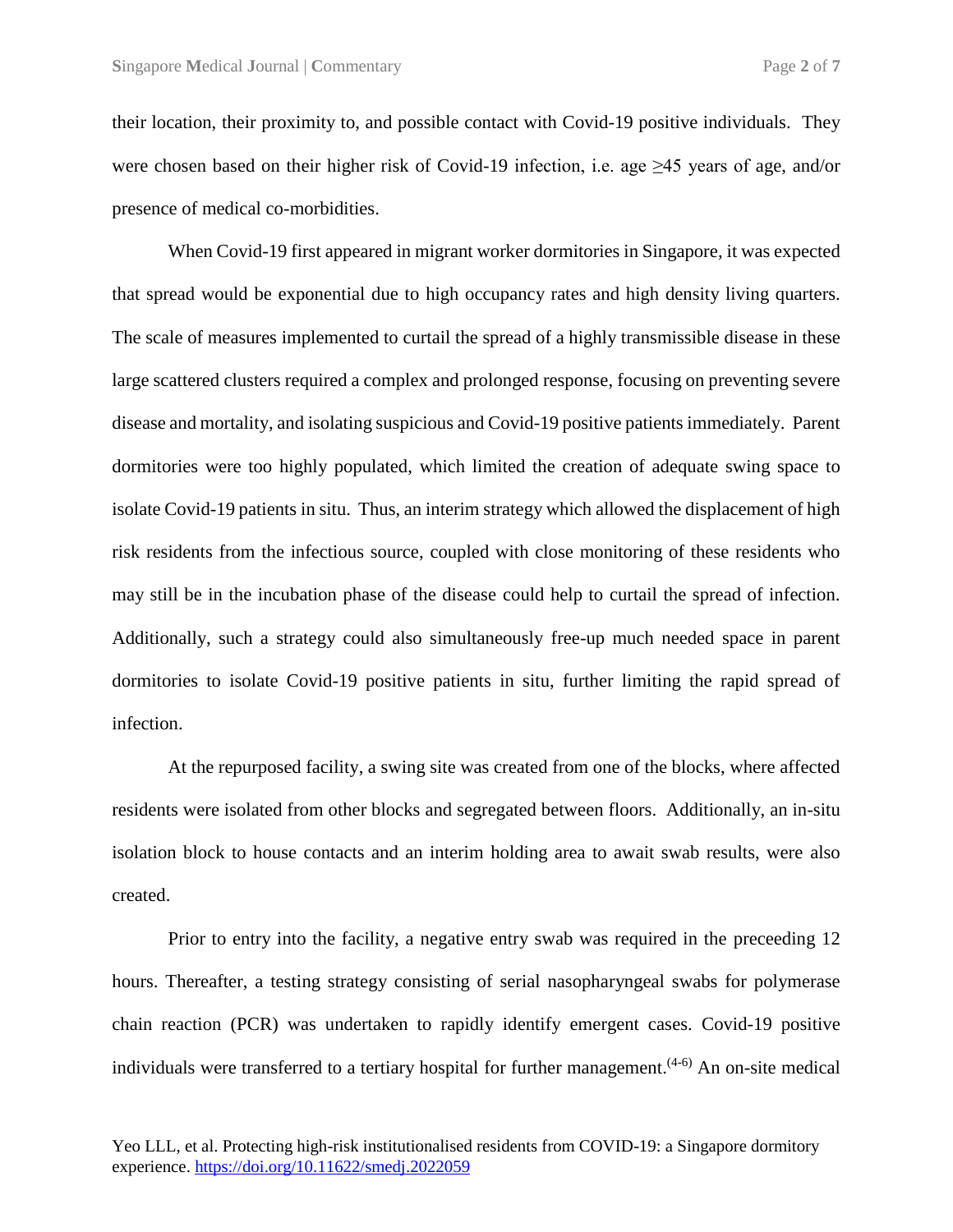their location, their proximity to, and possible contact with Covid-19 positive individuals. They were chosen based on their higher risk of Covid-19 infection, i.e. age ≥45 years of age, and/or presence of medical co-morbidities.

When Covid-19 first appeared in migrant worker dormitories in Singapore, it was expected that spread would be exponential due to high occupancy rates and high density living quarters. The scale of measures implemented to curtail the spread of a highly transmissible disease in these large scattered clusters required a complex and prolonged response, focusing on preventing severe disease and mortality, and isolating suspicious and Covid-19 positive patients immediately. Parent dormitories were too highly populated, which limited the creation of adequate swing space to isolate Covid-19 patients in situ. Thus, an interim strategy which allowed the displacement of high risk residents from the infectious source, coupled with close monitoring of these residents who may still be in the incubation phase of the disease could help to curtail the spread of infection. Additionally, such a strategy could also simultaneously free-up much needed space in parent dormitories to isolate Covid-19 positive patients in situ, further limiting the rapid spread of infection.

At the repurposed facility, a swing site was created from one of the blocks, where affected residents were isolated from other blocks and segregated between floors. Additionally, an in-situ isolation block to house contacts and an interim holding area to await swab results, were also created.

Prior to entry into the facility, a negative entry swab was required in the preceeding 12 hours. Thereafter, a testing strategy consisting of serial nasopharyngeal swabs for polymerase chain reaction (PCR) was undertaken to rapidly identify emergent cases. Covid-19 positive individuals were transferred to a tertiary hospital for further management.[4-6] An on-site medical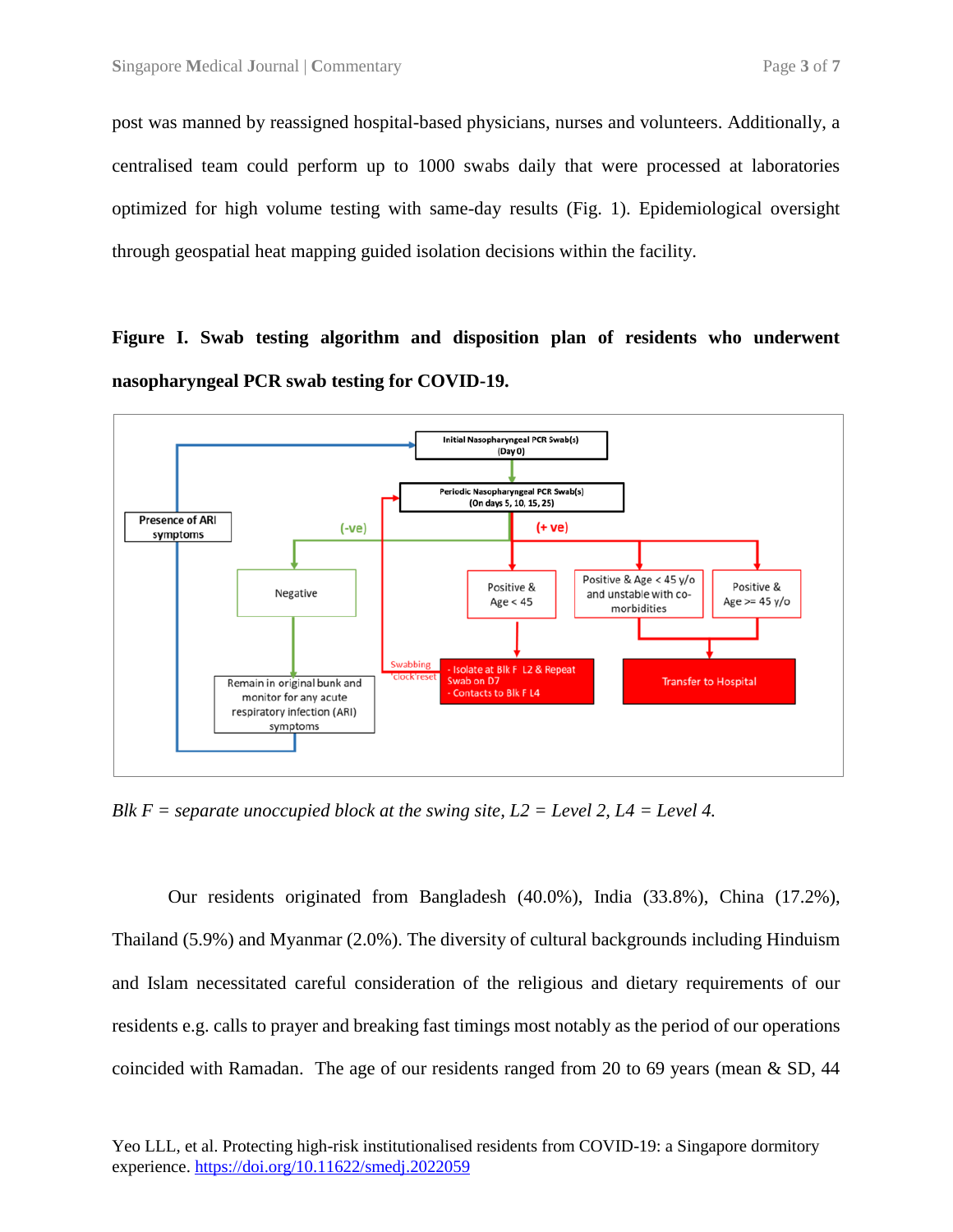post was manned by reassigned hospital-based physicians, nurses and volunteers. Additionally, a centralised team could perform up to 1000 swabs daily that were processed at laboratories optimized for high volume testing with same-day results (Fig. 1). Epidemiological oversight through geospatial heat mapping guided isolation decisions within the facility.

**Figure I. Swab testing algorithm and disposition plan of residents who underwent nasopharyngeal PCR swab testing for COVID-19.**

*Blk F = separate unoccupied block at the swing site, L2 = Level 2, L4 = Level 4.*

Our residents originated from Bangladesh (40.0%), India (33.8%), China (17.2%), Thailand (5.9%) and Myanmar (2.0%). The diversity of cultural backgrounds including Hinduism and Islam necessitated careful consideration of the religious and dietary requirements of our residents e.g. calls to prayer and breaking fast timings most notably as the period of our operations coincided with Ramadan. The age of our residents ranged from 20 to 69 years (mean & SD, 44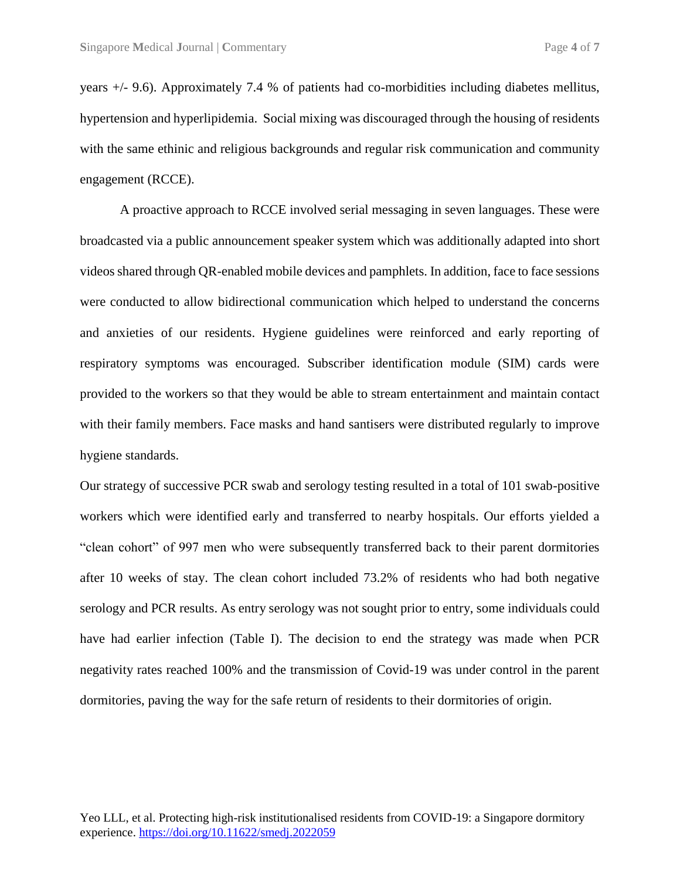years +/- 9.6). Approximately 7.4 % of patients had co-morbidities including diabetes mellitus, hypertension and hyperlipidemia. Social mixing was discouraged through the housing of residents with the same ethinic and religious backgrounds and regular risk communication and community engagement (RCCE).

A proactive approach to RCCE involved serial messaging in seven languages. These were broadcasted via a public announcement speaker system which was additionally adapted into short videos shared through QR-enabled mobile devices and pamphlets. In addition, face to face sessions were conducted to allow bidirectional communication which helped to understand the concerns and anxieties of our residents. Hygiene guidelines were reinforced and early reporting of respiratory symptoms was encouraged. Subscriber identification module (SIM) cards were provided to the workers so that they would be able to stream entertainment and maintain contact with their family members. Face masks and hand santisers were distributed regularly to improve hygiene standards.

Our strategy of successive PCR swab and serology testing resulted in a total of 101 swab-positive workers which were identified early and transferred to nearby hospitals. Our efforts yielded a "clean cohort" of 997 men who were subsequently transferred back to their parent dormitories after 10 weeks of stay. The clean cohort included 73.2% of residents who had both negative serology and PCR results. As entry serology was not sought prior to entry, some individuals could have had earlier infection (Table I). The decision to end the strategy was made when PCR negativity rates reached 100% and the transmission of Covid-19 was under control in the parent dormitories, paving the way for the safe return of residents to their dormitories of origin.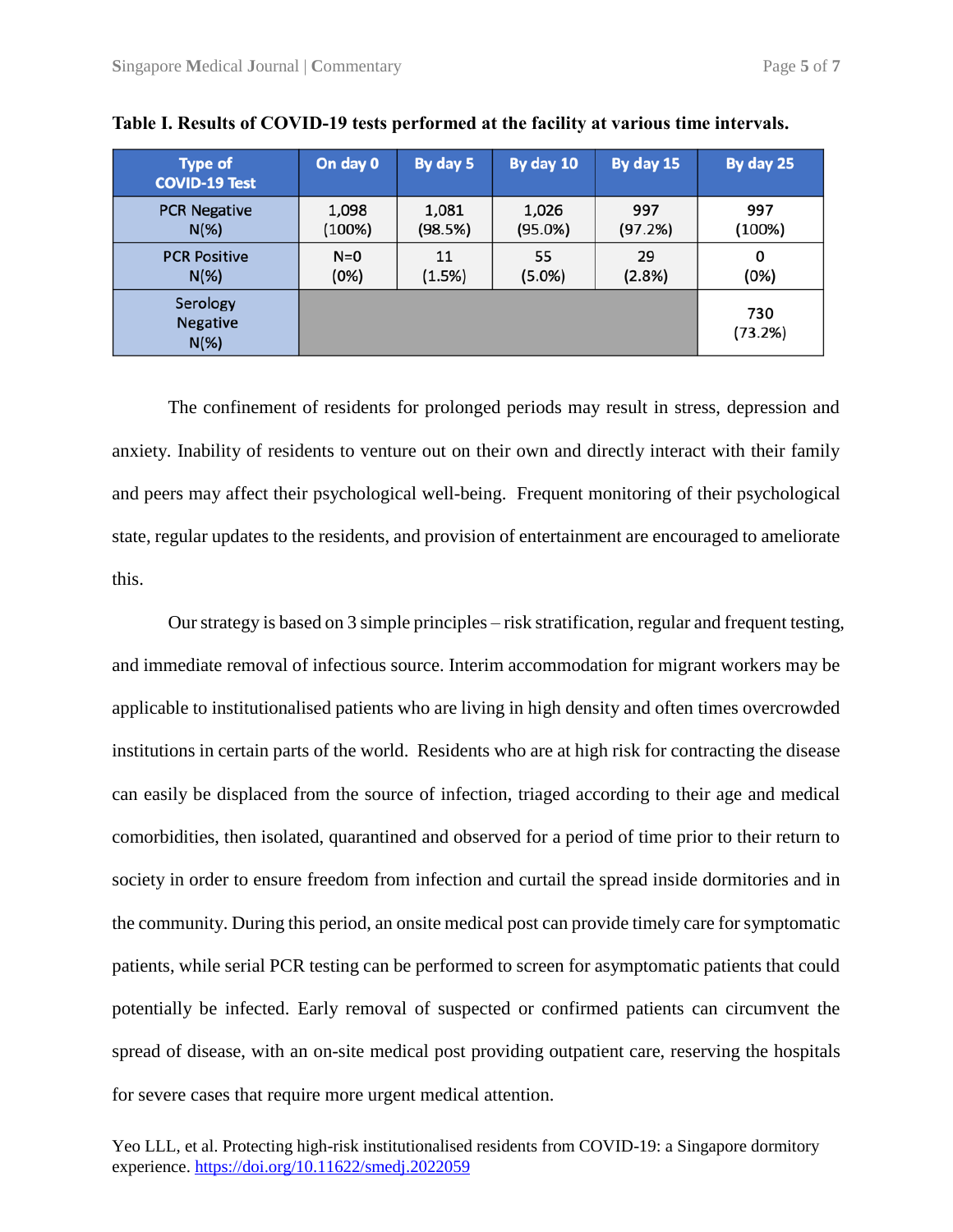**Table I. Results of COVID-19 tests performed at the facility at various time intervals.**

| Type of COVID-19 Test | On day 0 | By day 5 | By day 10 | By day 15 | By day 25 |
|---|---|---|---|---|---|
| PCR Negative N(%) | 1,098 (100%) | 1,081 (98.5%) | 1,026 (95.0%) | 997 (97.2%) | 997 (100%) |
| PCR Positive N(%) | N=0 (0%) | 11 (1.5%) | 55 (5.0%) | 29 (2.8%) | 0 (0%) |
| Serology Negative N(%) | | | | | 730 (73.2%) |

The confinement of residents for prolonged periods may result in stress, depression and anxiety. Inability of residents to venture out on their own and directly interact with their family and peers may affect their psychological well-being. Frequent monitoring of their psychological state, regular updates to the residents, and provision of entertainment are encouraged to ameliorate this.

Our strategy is based on 3 simple principles – risk stratification, regular and frequent testing, and immediate removal of infectious source. Interim accommodation for migrant workers may be applicable to institutionalised patients who are living in high density and often times overcrowded institutions in certain parts of the world. Residents who are at high risk for contracting the disease can easily be displaced from the source of infection, triaged according to their age and medical comorbidities, then isolated, quarantined and observed for a period of time prior to their return to society in order to ensure freedom from infection and curtail the spread inside dormitories and in the community. During this period, an onsite medical post can provide timely care for symptomatic patients, while serial PCR testing can be performed to screen for asymptomatic patients that could potentially be infected. Early removal of suspected or confirmed patients can circumvent the spread of disease, with an on-site medical post providing outpatient care, reserving the hospitals for severe cases that require more urgent medical attention.

Yeo LLL, et al. Protecting high-risk institutionalised residents from COVID-19: a Singapore dormitory experience. https://doi.org/10.11622/smedj.2022059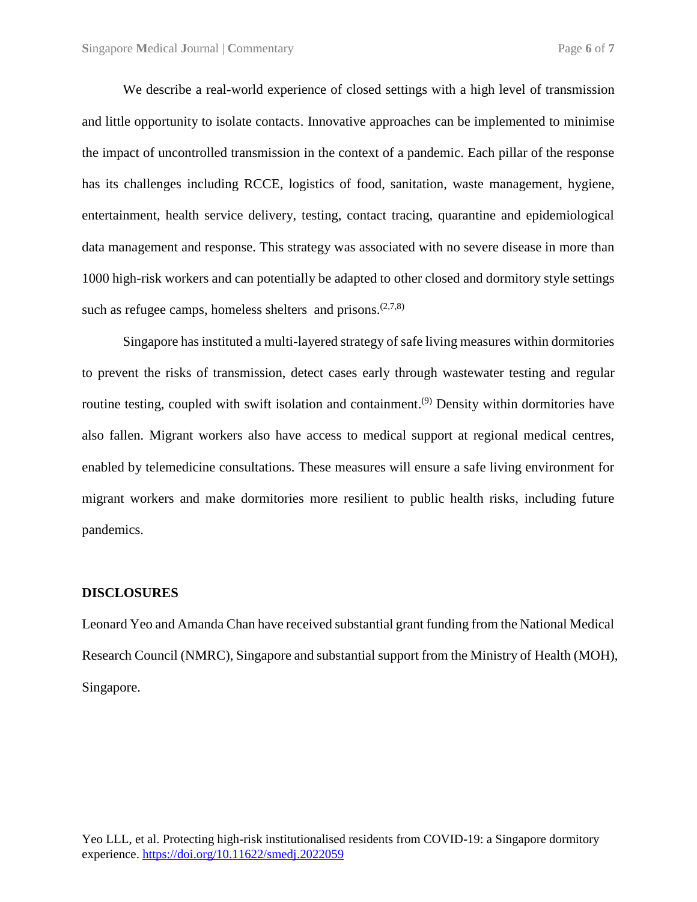We describe a real-world experience of closed settings with a high level of transmission and little opportunity to isolate contacts. Innovative approaches can be implemented to minimise the impact of uncontrolled transmission in the context of a pandemic. Each pillar of the response has its challenges including RCCE, logistics of food, sanitation, waste management, hygiene, entertainment, health service delivery, testing, contact tracing, quarantine and epidemiological data management and response. This strategy was associated with no severe disease in more than 1000 high-risk workers and can potentially be adapted to other closed and dormitory style settings such as refugee camps, homeless shelters and prisons.[2,7,8]

Singapore has instituted a multi-layered strategy of safe living measures within dormitories to prevent the risks of transmission, detect cases early through wastewater testing and regular routine testing, coupled with swift isolation and containment.[9] Density within dormitories have also fallen. Migrant workers also have access to medical support at regional medical centres, enabled by telemedicine consultations. These measures will ensure a safe living environment for migrant workers and make dormitories more resilient to public health risks, including future pandemics.

## DISCLOSURES

Leonard Yeo and Amanda Chan have received substantial grant funding from the National Medical Research Council (NMRC), Singapore and substantial support from the Ministry of Health (MOH), Singapore.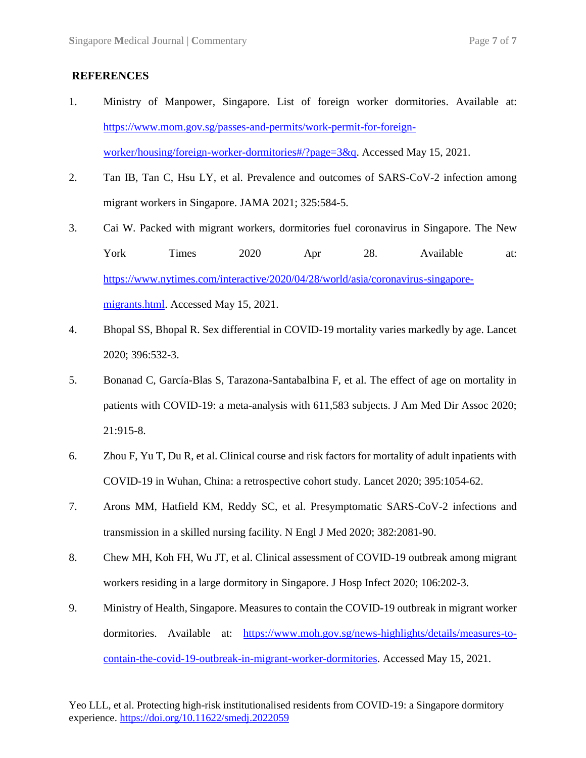## REFERENCES

1. Ministry of Manpower, Singapore. List of foreign worker dormitories. Available at: https://www.mom.gov.sg/passes-and-permits/work-permit-for-foreign-worker/housing/foreign-worker-dormitories#/?page=3&q. Accessed May 15, 2021.
2. Tan IB, Tan C, Hsu LY, et al. Prevalence and outcomes of SARS-CoV-2 infection among migrant workers in Singapore. JAMA 2021; 325:584-5.
3. Cai W. Packed with migrant workers, dormitories fuel coronavirus in Singapore. The New York Times 2020 Apr 28. Available at: https://www.nytimes.com/interactive/2020/04/28/world/asia/coronavirus-singapore-migrants.html. Accessed May 15, 2021.
4. Bhopal SS, Bhopal R. Sex differential in COVID-19 mortality varies markedly by age. Lancet 2020; 396:532-3.
5. Bonanad C, García-Blas S, Tarazona-Santabalbina F, et al. The effect of age on mortality in patients with COVID-19: a meta-analysis with 611,583 subjects. J Am Med Dir Assoc 2020; 21:915-8.
6. Zhou F, Yu T, Du R, et al. Clinical course and risk factors for mortality of adult inpatients with COVID-19 in Wuhan, China: a retrospective cohort study. Lancet 2020; 395:1054-62.
7. Arons MM, Hatfield KM, Reddy SC, et al. Presymptomatic SARS-CoV-2 infections and transmission in a skilled nursing facility. N Engl J Med 2020; 382:2081-90.
8. Chew MH, Koh FH, Wu JT, et al. Clinical assessment of COVID-19 outbreak among migrant workers residing in a large dormitory in Singapore. J Hosp Infect 2020; 106:202-3.
9. Ministry of Health, Singapore. Measures to contain the COVID-19 outbreak in migrant worker dormitories. Available at: https://www.moh.gov.sg/news-highlights/details/measures-to-contain-the-covid-19-outbreak-in-migrant-worker-dormitories. Accessed May 15, 2021.